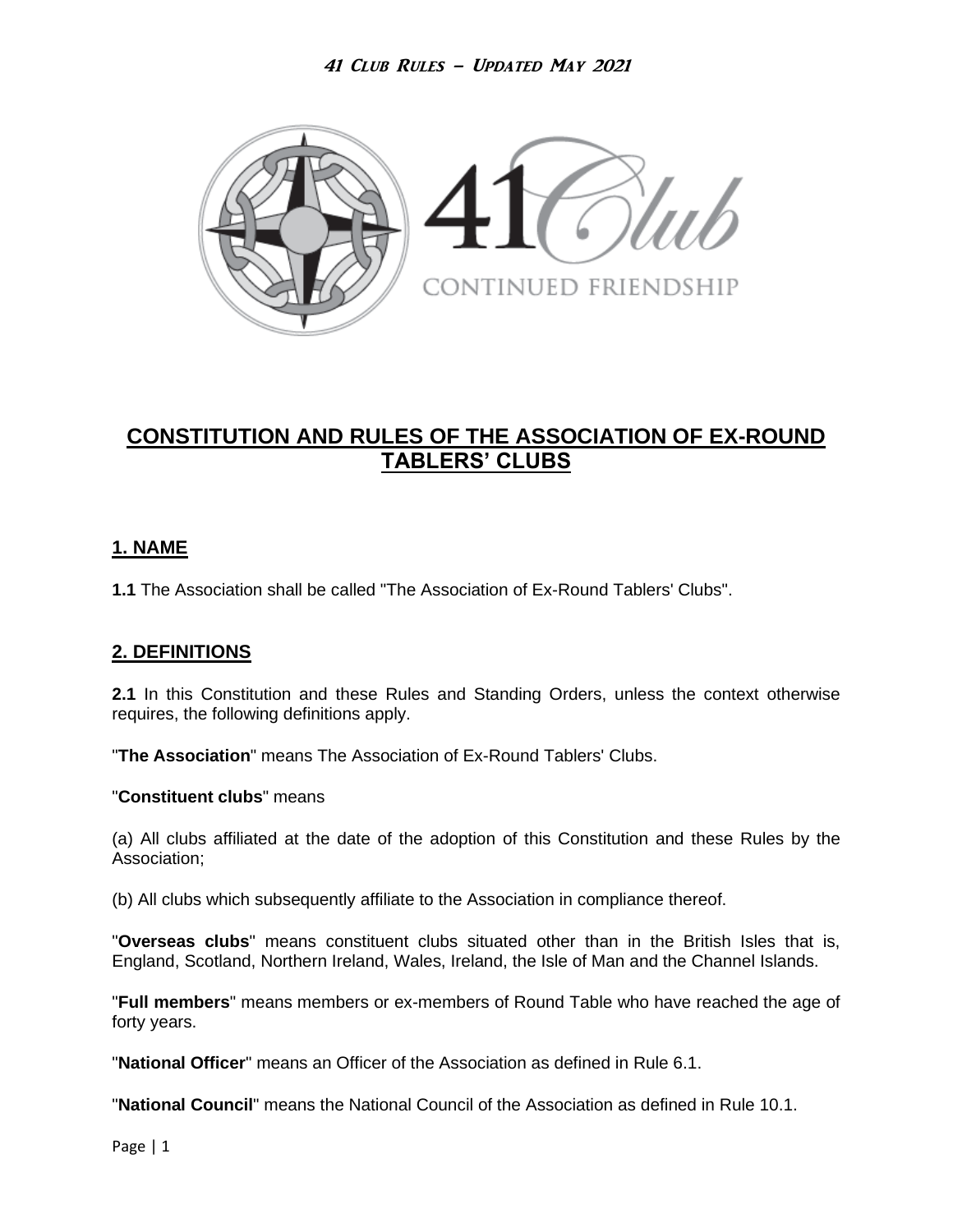# CONSTITUTION AND RULES OF THE ASSOCIATION OF EX-ROUND TABLERS' CLUBS

## 1. NAME

**1.1** The Association shall be called "The Association of Ex-Round Tablers' Clubs".

## 2. DEFINITIONS

**2.1** In this Constitution and these Rules and Standing Orders, unless the context otherwise requires, the following definitions apply.

"**The Association**" means The Association of Ex-Round Tablers' Clubs.

"**Constituent clubs**" means

(a) All clubs affiliated at the date of the adoption of this Constitution and these Rules by the Association;

(b) All clubs which subsequently affiliate to the Association in compliance thereof.

"**Overseas clubs**" means constituent clubs situated other than in the British Isles that is, England, Scotland, Northern Ireland, Wales, Ireland, the Isle of Man and the Channel Islands.

"**Full members**" means members or ex-members of Round Table who have reached the age of forty years.

"**National Officer**" means an Officer of the Association as defined in Rule 6.1.

"**National Council**" means the National Council of the Association as defined in Rule 10.1.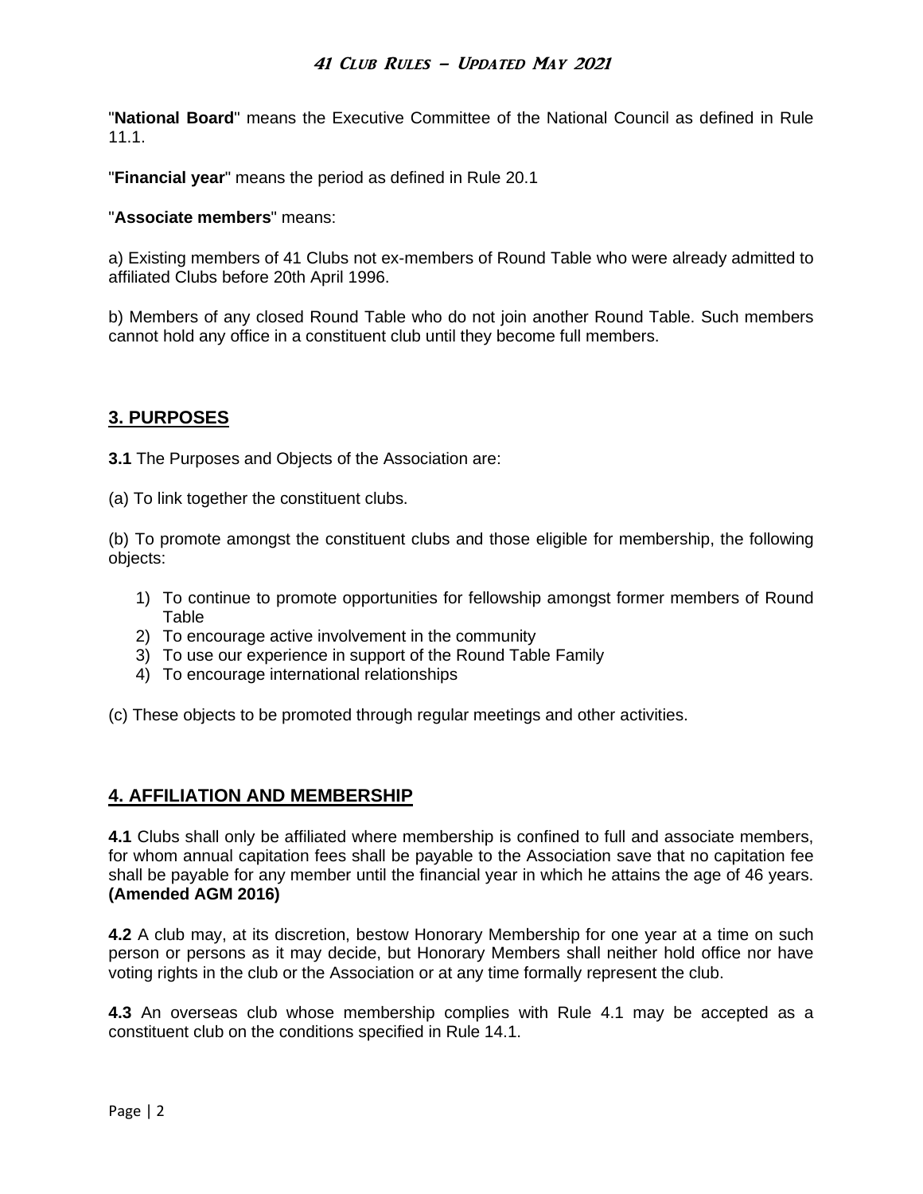"**National Board**" means the Executive Committee of the National Council as defined in Rule 11.1.

"**Financial year**" means the period as defined in Rule 20.1

"**Associate members**" means:

a) Existing members of 41 Clubs not ex-members of Round Table who were already admitted to affiliated Clubs before 20th April 1996.

b) Members of any closed Round Table who do not join another Round Table. Such members cannot hold any office in a constituent club until they become full members.

## 3. PURPOSES

**3.1** The Purposes and Objects of the Association are:

(a) To link together the constituent clubs.

(b) To promote amongst the constituent clubs and those eligible for membership, the following objects:

1) To continue to promote opportunities for fellowship amongst former members of Round Table
2) To encourage active involvement in the community
3) To use our experience in support of the Round Table Family
4) To encourage international relationships

(c) These objects to be promoted through regular meetings and other activities.

## 4. AFFILIATION AND MEMBERSHIP

**4.1** Clubs shall only be affiliated where membership is confined to full and associate members, for whom annual capitation fees shall be payable to the Association save that no capitation fee shall be payable for any member until the financial year in which he attains the age of 46 years. **(Amended AGM 2016)**

**4.2** A club may, at its discretion, bestow Honorary Membership for one year at a time on such person or persons as it may decide, but Honorary Members shall neither hold office nor have voting rights in the club or the Association or at any time formally represent the club.

**4.3** An overseas club whose membership complies with Rule 4.1 may be accepted as a constituent club on the conditions specified in Rule 14.1.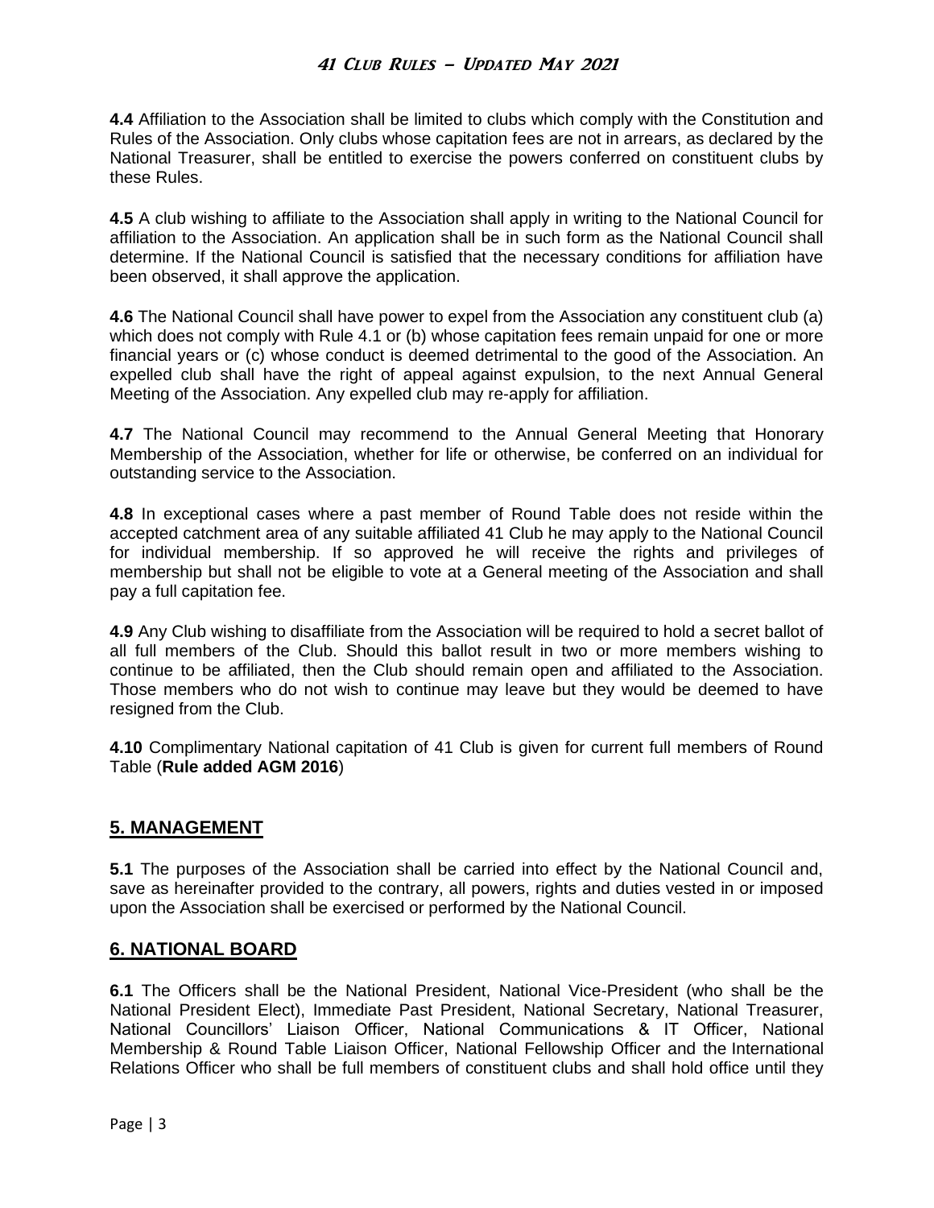**4.4** Affiliation to the Association shall be limited to clubs which comply with the Constitution and Rules of the Association. Only clubs whose capitation fees are not in arrears, as declared by the National Treasurer, shall be entitled to exercise the powers conferred on constituent clubs by these Rules.

**4.5** A club wishing to affiliate to the Association shall apply in writing to the National Council for affiliation to the Association. An application shall be in such form as the National Council shall determine. If the National Council is satisfied that the necessary conditions for affiliation have been observed, it shall approve the application.

**4.6** The National Council shall have power to expel from the Association any constituent club (a) which does not comply with Rule 4.1 or (b) whose capitation fees remain unpaid for one or more financial years or (c) whose conduct is deemed detrimental to the good of the Association. An expelled club shall have the right of appeal against expulsion, to the next Annual General Meeting of the Association. Any expelled club may re-apply for affiliation.

**4.7** The National Council may recommend to the Annual General Meeting that Honorary Membership of the Association, whether for life or otherwise, be conferred on an individual for outstanding service to the Association.

**4.8** In exceptional cases where a past member of Round Table does not reside within the accepted catchment area of any suitable affiliated 41 Club he may apply to the National Council for individual membership. If so approved he will receive the rights and privileges of membership but shall not be eligible to vote at a General meeting of the Association and shall pay a full capitation fee.

**4.9** Any Club wishing to disaffiliate from the Association will be required to hold a secret ballot of all full members of the Club. Should this ballot result in two or more members wishing to continue to be affiliated, then the Club should remain open and affiliated to the Association. Those members who do not wish to continue may leave but they would be deemed to have resigned from the Club.

**4.10** Complimentary National capitation of 41 Club is given for current full members of Round Table (**Rule added AGM 2016**)

## 5. MANAGEMENT

**5.1** The purposes of the Association shall be carried into effect by the National Council and, save as hereinafter provided to the contrary, all powers, rights and duties vested in or imposed upon the Association shall be exercised or performed by the National Council.

## 6. NATIONAL BOARD

**6.1** The Officers shall be the National President, National Vice-President (who shall be the National President Elect), Immediate Past President, National Secretary, National Treasurer, National Councillors' Liaison Officer, National Communications & IT Officer, National Membership & Round Table Liaison Officer, National Fellowship Officer and the International Relations Officer who shall be full members of constituent clubs and shall hold office until they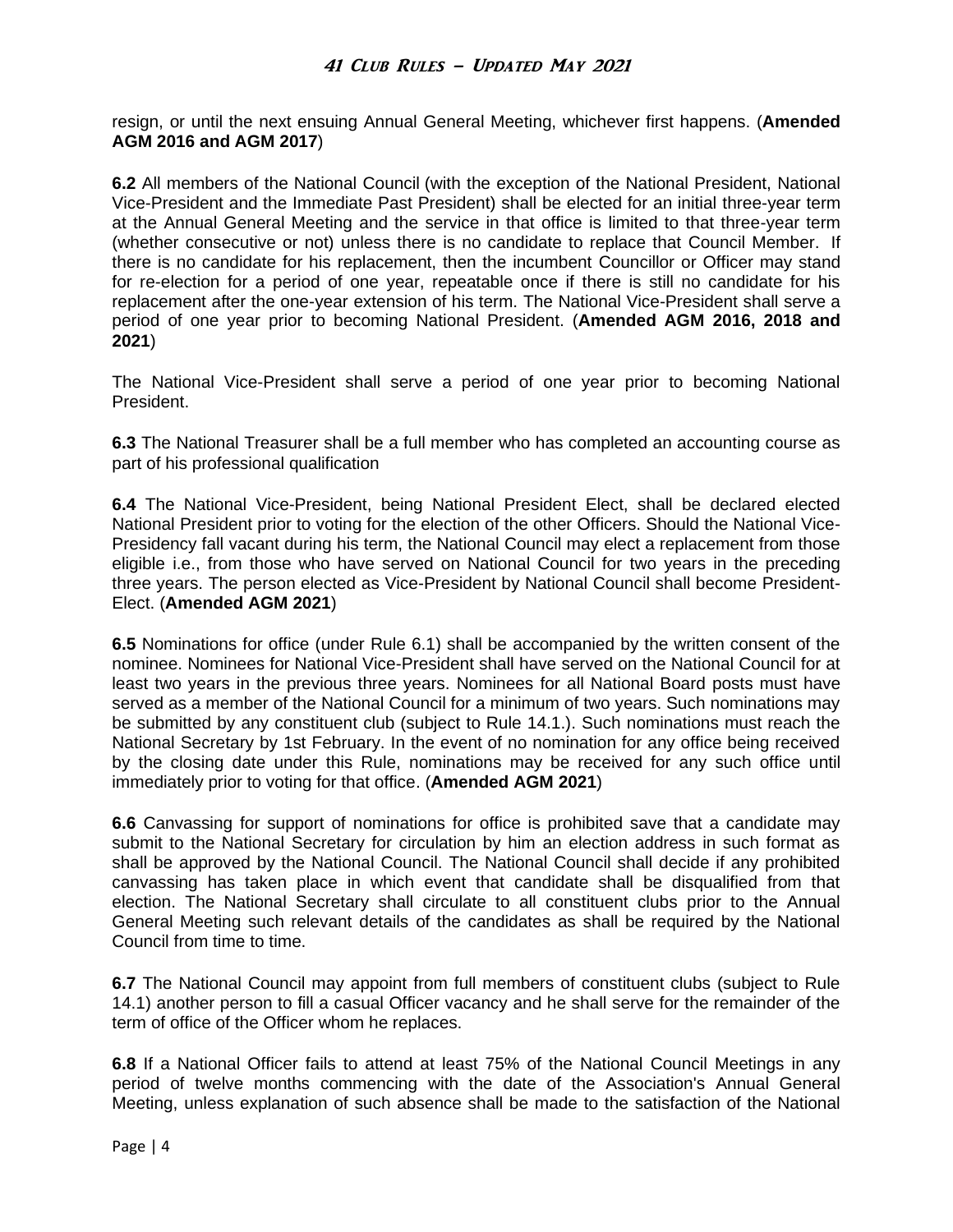resign, or until the next ensuing Annual General Meeting, whichever first happens. (**Amended AGM 2016 and AGM 2017**)

**6.2** All members of the National Council (with the exception of the National President, National Vice-President and the Immediate Past President) shall be elected for an initial three-year term at the Annual General Meeting and the service in that office is limited to that three-year term (whether consecutive or not) unless there is no candidate to replace that Council Member. If there is no candidate for his replacement, then the incumbent Councillor or Officer may stand for re-election for a period of one year, repeatable once if there is still no candidate for his replacement after the one-year extension of his term. The National Vice-President shall serve a period of one year prior to becoming National President. (**Amended AGM 2016, 2018 and 2021**)

The National Vice-President shall serve a period of one year prior to becoming National President.

**6.3** The National Treasurer shall be a full member who has completed an accounting course as part of his professional qualification

**6.4** The National Vice-President, being National President Elect, shall be declared elected National President prior to voting for the election of the other Officers. Should the National Vice-Presidency fall vacant during his term, the National Council may elect a replacement from those eligible i.e., from those who have served on National Council for two years in the preceding three years. The person elected as Vice-President by National Council shall become President-Elect. (**Amended AGM 2021**)

**6.5** Nominations for office (under Rule 6.1) shall be accompanied by the written consent of the nominee. Nominees for National Vice-President shall have served on the National Council for at least two years in the previous three years. Nominees for all National Board posts must have served as a member of the National Council for a minimum of two years. Such nominations may be submitted by any constituent club (subject to Rule 14.1.). Such nominations must reach the National Secretary by 1st February. In the event of no nomination for any office being received by the closing date under this Rule, nominations may be received for any such office until immediately prior to voting for that office. (**Amended AGM 2021**)

**6.6** Canvassing for support of nominations for office is prohibited save that a candidate may submit to the National Secretary for circulation by him an election address in such format as shall be approved by the National Council. The National Council shall decide if any prohibited canvassing has taken place in which event that candidate shall be disqualified from that election. The National Secretary shall circulate to all constituent clubs prior to the Annual General Meeting such relevant details of the candidates as shall be required by the National Council from time to time.

**6.7** The National Council may appoint from full members of constituent clubs (subject to Rule 14.1) another person to fill a casual Officer vacancy and he shall serve for the remainder of the term of office of the Officer whom he replaces.

**6.8** If a National Officer fails to attend at least 75% of the National Council Meetings in any period of twelve months commencing with the date of the Association's Annual General Meeting, unless explanation of such absence shall be made to the satisfaction of the National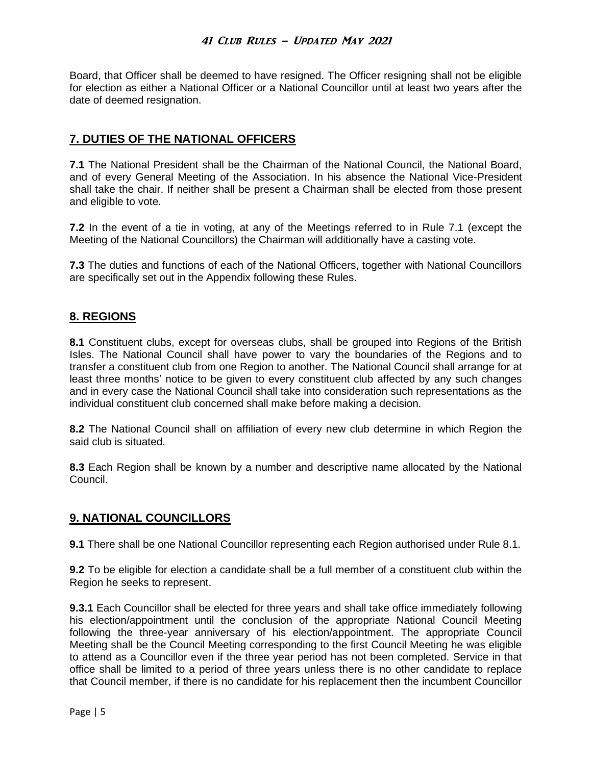Board, that Officer shall be deemed to have resigned. The Officer resigning shall not be eligible for election as either a National Officer or a National Councillor until at least two years after the date of deemed resignation.

## 7. DUTIES OF THE NATIONAL OFFICERS

**7.1** The National President shall be the Chairman of the National Council, the National Board, and of every General Meeting of the Association. In his absence the National Vice-President shall take the chair. If neither shall be present a Chairman shall be elected from those present and eligible to vote.

**7.2** In the event of a tie in voting, at any of the Meetings referred to in Rule 7.1 (except the Meeting of the National Councillors) the Chairman will additionally have a casting vote.

**7.3** The duties and functions of each of the National Officers, together with National Councillors are specifically set out in the Appendix following these Rules.

## 8. REGIONS

**8.1** Constituent clubs, except for overseas clubs, shall be grouped into Regions of the British Isles. The National Council shall have power to vary the boundaries of the Regions and to transfer a constituent club from one Region to another. The National Council shall arrange for at least three months' notice to be given to every constituent club affected by any such changes and in every case the National Council shall take into consideration such representations as the individual constituent club concerned shall make before making a decision.

**8.2** The National Council shall on affiliation of every new club determine in which Region the said club is situated.

**8.3** Each Region shall be known by a number and descriptive name allocated by the National Council.

## 9. NATIONAL COUNCILLORS

**9.1** There shall be one National Councillor representing each Region authorised under Rule 8.1.

**9.2** To be eligible for election a candidate shall be a full member of a constituent club within the Region he seeks to represent.

**9.3.1** Each Councillor shall be elected for three years and shall take office immediately following his election/appointment until the conclusion of the appropriate National Council Meeting following the three-year anniversary of his election/appointment. The appropriate Council Meeting shall be the Council Meeting corresponding to the first Council Meeting he was eligible to attend as a Councillor even if the three year period has not been completed. Service in that office shall be limited to a period of three years unless there is no other candidate to replace that Council member, if there is no candidate for his replacement then the incumbent Councillor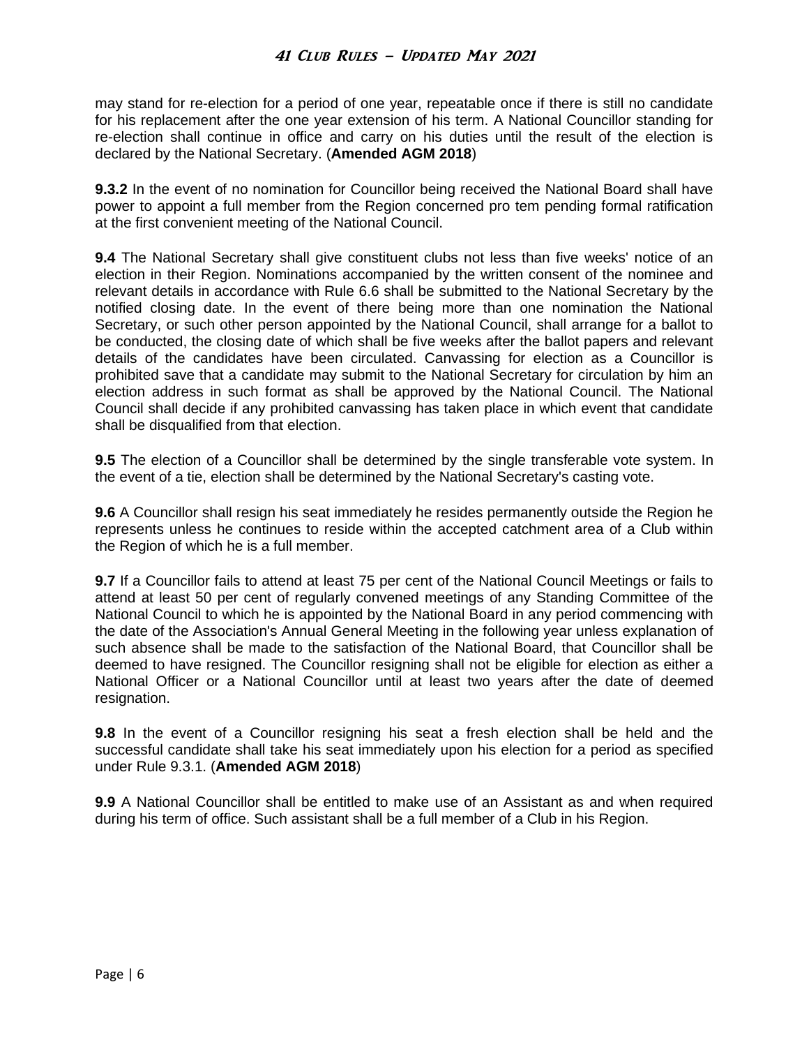may stand for re-election for a period of one year, repeatable once if there is still no candidate for his replacement after the one year extension of his term. A National Councillor standing for re-election shall continue in office and carry on his duties until the result of the election is declared by the National Secretary. (**Amended AGM 2018**)

**9.3.2** In the event of no nomination for Councillor being received the National Board shall have power to appoint a full member from the Region concerned pro tem pending formal ratification at the first convenient meeting of the National Council.

**9.4** The National Secretary shall give constituent clubs not less than five weeks' notice of an election in their Region. Nominations accompanied by the written consent of the nominee and relevant details in accordance with Rule 6.6 shall be submitted to the National Secretary by the notified closing date. In the event of there being more than one nomination the National Secretary, or such other person appointed by the National Council, shall arrange for a ballot to be conducted, the closing date of which shall be five weeks after the ballot papers and relevant details of the candidates have been circulated. Canvassing for election as a Councillor is prohibited save that a candidate may submit to the National Secretary for circulation by him an election address in such format as shall be approved by the National Council. The National Council shall decide if any prohibited canvassing has taken place in which event that candidate shall be disqualified from that election.

**9.5** The election of a Councillor shall be determined by the single transferable vote system. In the event of a tie, election shall be determined by the National Secretary's casting vote.

**9.6** A Councillor shall resign his seat immediately he resides permanently outside the Region he represents unless he continues to reside within the accepted catchment area of a Club within the Region of which he is a full member.

**9.7** If a Councillor fails to attend at least 75 per cent of the National Council Meetings or fails to attend at least 50 per cent of regularly convened meetings of any Standing Committee of the National Council to which he is appointed by the National Board in any period commencing with the date of the Association's Annual General Meeting in the following year unless explanation of such absence shall be made to the satisfaction of the National Board, that Councillor shall be deemed to have resigned. The Councillor resigning shall not be eligible for election as either a National Officer or a National Councillor until at least two years after the date of deemed resignation.

**9.8** In the event of a Councillor resigning his seat a fresh election shall be held and the successful candidate shall take his seat immediately upon his election for a period as specified under Rule 9.3.1. (**Amended AGM 2018**)

**9.9** A National Councillor shall be entitled to make use of an Assistant as and when required during his term of office. Such assistant shall be a full member of a Club in his Region.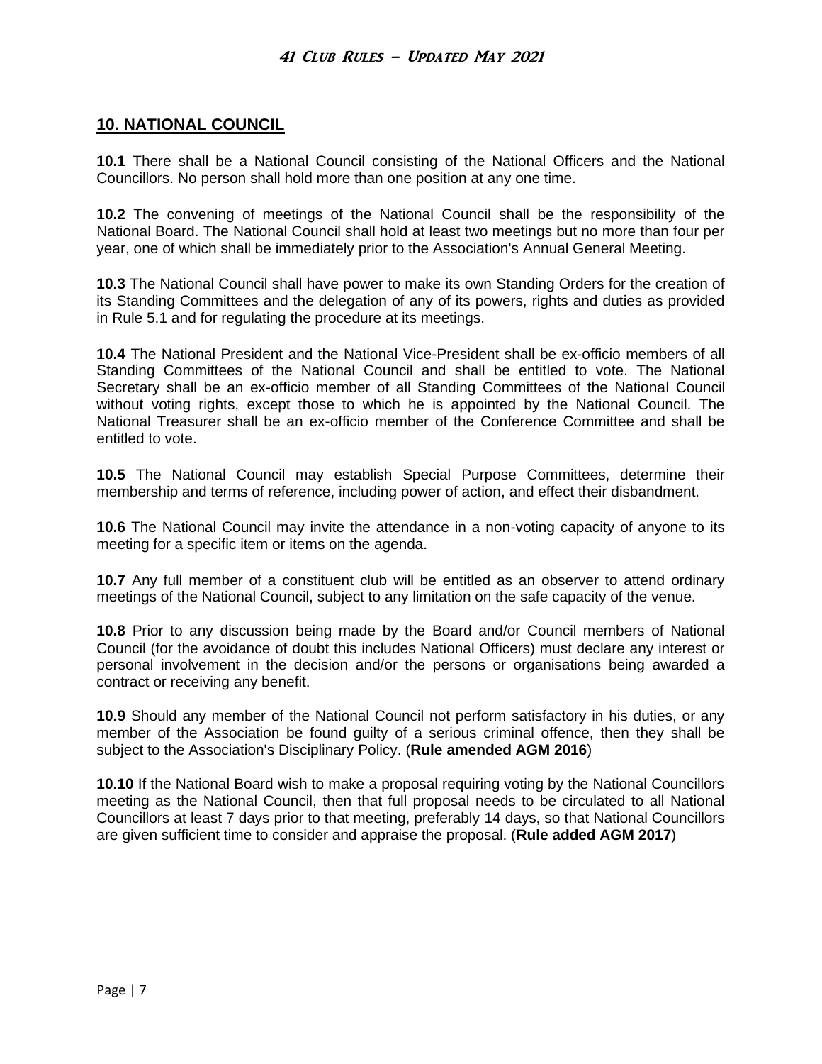## 10. NATIONAL COUNCIL

**10.1** There shall be a National Council consisting of the National Officers and the National Councillors. No person shall hold more than one position at any one time.

**10.2** The convening of meetings of the National Council shall be the responsibility of the National Board. The National Council shall hold at least two meetings but no more than four per year, one of which shall be immediately prior to the Association's Annual General Meeting.

**10.3** The National Council shall have power to make its own Standing Orders for the creation of its Standing Committees and the delegation of any of its powers, rights and duties as provided in Rule 5.1 and for regulating the procedure at its meetings.

**10.4** The National President and the National Vice-President shall be ex-officio members of all Standing Committees of the National Council and shall be entitled to vote. The National Secretary shall be an ex-officio member of all Standing Committees of the National Council without voting rights, except those to which he is appointed by the National Council. The National Treasurer shall be an ex-officio member of the Conference Committee and shall be entitled to vote.

**10.5** The National Council may establish Special Purpose Committees, determine their membership and terms of reference, including power of action, and effect their disbandment.

**10.6** The National Council may invite the attendance in a non-voting capacity of anyone to its meeting for a specific item or items on the agenda.

**10.7** Any full member of a constituent club will be entitled as an observer to attend ordinary meetings of the National Council, subject to any limitation on the safe capacity of the venue.

**10.8** Prior to any discussion being made by the Board and/or Council members of National Council (for the avoidance of doubt this includes National Officers) must declare any interest or personal involvement in the decision and/or the persons or organisations being awarded a contract or receiving any benefit.

**10.9** Should any member of the National Council not perform satisfactory in his duties, or any member of the Association be found guilty of a serious criminal offence, then they shall be subject to the Association's Disciplinary Policy. (**Rule amended AGM 2016**)

**10.10** If the National Board wish to make a proposal requiring voting by the National Councillors meeting as the National Council, then that full proposal needs to be circulated to all National Councillors at least 7 days prior to that meeting, preferably 14 days, so that National Councillors are given sufficient time to consider and appraise the proposal. (**Rule added AGM 2017**)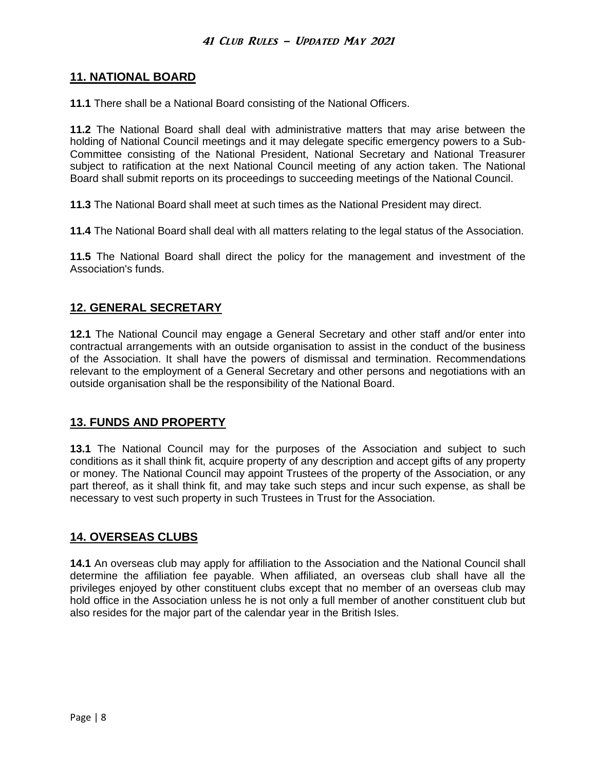## 11. NATIONAL BOARD

**11.1** There shall be a National Board consisting of the National Officers.

**11.2** The National Board shall deal with administrative matters that may arise between the holding of National Council meetings and it may delegate specific emergency powers to a Sub-Committee consisting of the National President, National Secretary and National Treasurer subject to ratification at the next National Council meeting of any action taken. The National Board shall submit reports on its proceedings to succeeding meetings of the National Council.

**11.3** The National Board shall meet at such times as the National President may direct.

**11.4** The National Board shall deal with all matters relating to the legal status of the Association.

**11.5** The National Board shall direct the policy for the management and investment of the Association's funds.

## 12. GENERAL SECRETARY

**12.1** The National Council may engage a General Secretary and other staff and/or enter into contractual arrangements with an outside organisation to assist in the conduct of the business of the Association. It shall have the powers of dismissal and termination. Recommendations relevant to the employment of a General Secretary and other persons and negotiations with an outside organisation shall be the responsibility of the National Board.

## 13. FUNDS AND PROPERTY

**13.1** The National Council may for the purposes of the Association and subject to such conditions as it shall think fit, acquire property of any description and accept gifts of any property or money. The National Council may appoint Trustees of the property of the Association, or any part thereof, as it shall think fit, and may take such steps and incur such expense, as shall be necessary to vest such property in such Trustees in Trust for the Association.

## 14. OVERSEAS CLUBS

**14.1** An overseas club may apply for affiliation to the Association and the National Council shall determine the affiliation fee payable. When affiliated, an overseas club shall have all the privileges enjoyed by other constituent clubs except that no member of an overseas club may hold office in the Association unless he is not only a full member of another constituent club but also resides for the major part of the calendar year in the British Isles.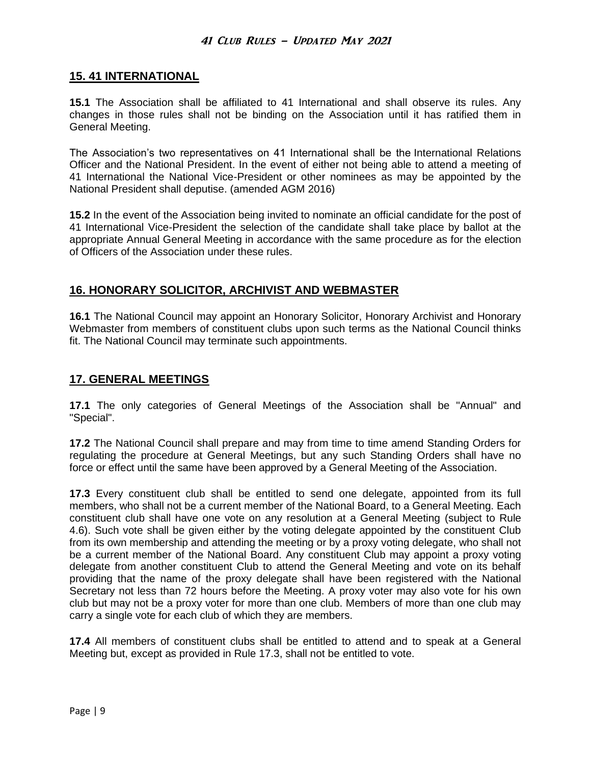## 15. 41 INTERNATIONAL

**15.1** The Association shall be affiliated to 41 International and shall observe its rules. Any changes in those rules shall not be binding on the Association until it has ratified them in General Meeting.

The Association's two representatives on 41 International shall be the International Relations Officer and the National President. In the event of either not being able to attend a meeting of 41 International the National Vice-President or other nominees as may be appointed by the National President shall deputise. (amended AGM 2016)

**15.2** In the event of the Association being invited to nominate an official candidate for the post of 41 International Vice-President the selection of the candidate shall take place by ballot at the appropriate Annual General Meeting in accordance with the same procedure as for the election of Officers of the Association under these rules.

## 16. HONORARY SOLICITOR, ARCHIVIST AND WEBMASTER

**16.1** The National Council may appoint an Honorary Solicitor, Honorary Archivist and Honorary Webmaster from members of constituent clubs upon such terms as the National Council thinks fit. The National Council may terminate such appointments.

## 17. GENERAL MEETINGS

**17.1** The only categories of General Meetings of the Association shall be "Annual" and "Special".

**17.2** The National Council shall prepare and may from time to time amend Standing Orders for regulating the procedure at General Meetings, but any such Standing Orders shall have no force or effect until the same have been approved by a General Meeting of the Association.

**17.3** Every constituent club shall be entitled to send one delegate, appointed from its full members, who shall not be a current member of the National Board, to a General Meeting. Each constituent club shall have one vote on any resolution at a General Meeting (subject to Rule 4.6). Such vote shall be given either by the voting delegate appointed by the constituent Club from its own membership and attending the meeting or by a proxy voting delegate, who shall not be a current member of the National Board. Any constituent Club may appoint a proxy voting delegate from another constituent Club to attend the General Meeting and vote on its behalf providing that the name of the proxy delegate shall have been registered with the National Secretary not less than 72 hours before the Meeting. A proxy voter may also vote for his own club but may not be a proxy voter for more than one club. Members of more than one club may carry a single vote for each club of which they are members.

**17.4** All members of constituent clubs shall be entitled to attend and to speak at a General Meeting but, except as provided in Rule 17.3, shall not be entitled to vote.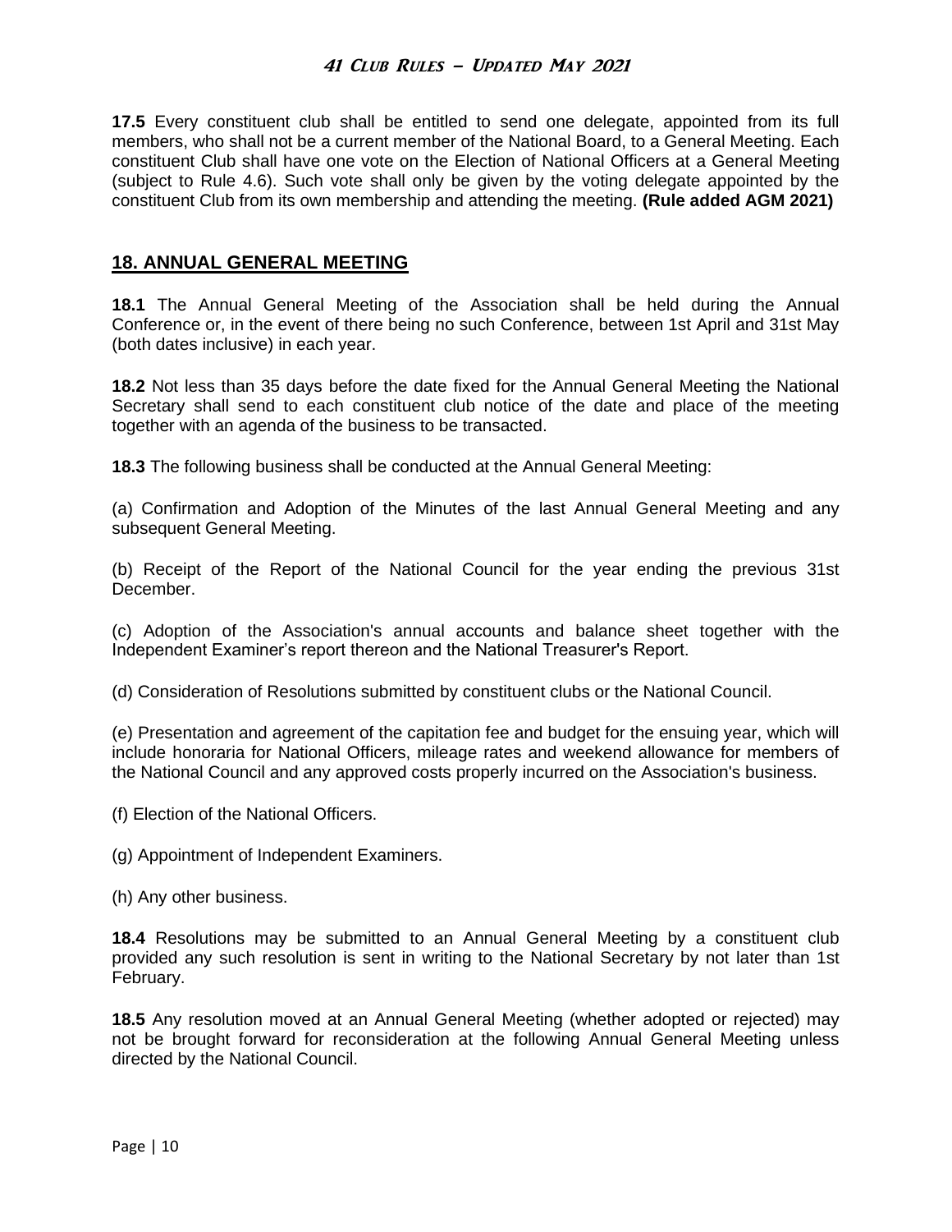**17.5** Every constituent club shall be entitled to send one delegate, appointed from its full members, who shall not be a current member of the National Board, to a General Meeting. Each constituent Club shall have one vote on the Election of National Officers at a General Meeting (subject to Rule 4.6). Such vote shall only be given by the voting delegate appointed by the constituent Club from its own membership and attending the meeting. **(Rule added AGM 2021)**

## 18. ANNUAL GENERAL MEETING

**18.1** The Annual General Meeting of the Association shall be held during the Annual Conference or, in the event of there being no such Conference, between 1st April and 31st May (both dates inclusive) in each year.

**18.2** Not less than 35 days before the date fixed for the Annual General Meeting the National Secretary shall send to each constituent club notice of the date and place of the meeting together with an agenda of the business to be transacted.

**18.3** The following business shall be conducted at the Annual General Meeting:

(a) Confirmation and Adoption of the Minutes of the last Annual General Meeting and any subsequent General Meeting.

(b) Receipt of the Report of the National Council for the year ending the previous 31st December.

(c) Adoption of the Association's annual accounts and balance sheet together with the Independent Examiner's report thereon and the National Treasurer's Report.

(d) Consideration of Resolutions submitted by constituent clubs or the National Council.

(e) Presentation and agreement of the capitation fee and budget for the ensuing year, which will include honoraria for National Officers, mileage rates and weekend allowance for members of the National Council and any approved costs properly incurred on the Association's business.

(f) Election of the National Officers.

(g) Appointment of Independent Examiners.

(h) Any other business.

**18.4** Resolutions may be submitted to an Annual General Meeting by a constituent club provided any such resolution is sent in writing to the National Secretary by not later than 1st February.

**18.5** Any resolution moved at an Annual General Meeting (whether adopted or rejected) may not be brought forward for reconsideration at the following Annual General Meeting unless directed by the National Council.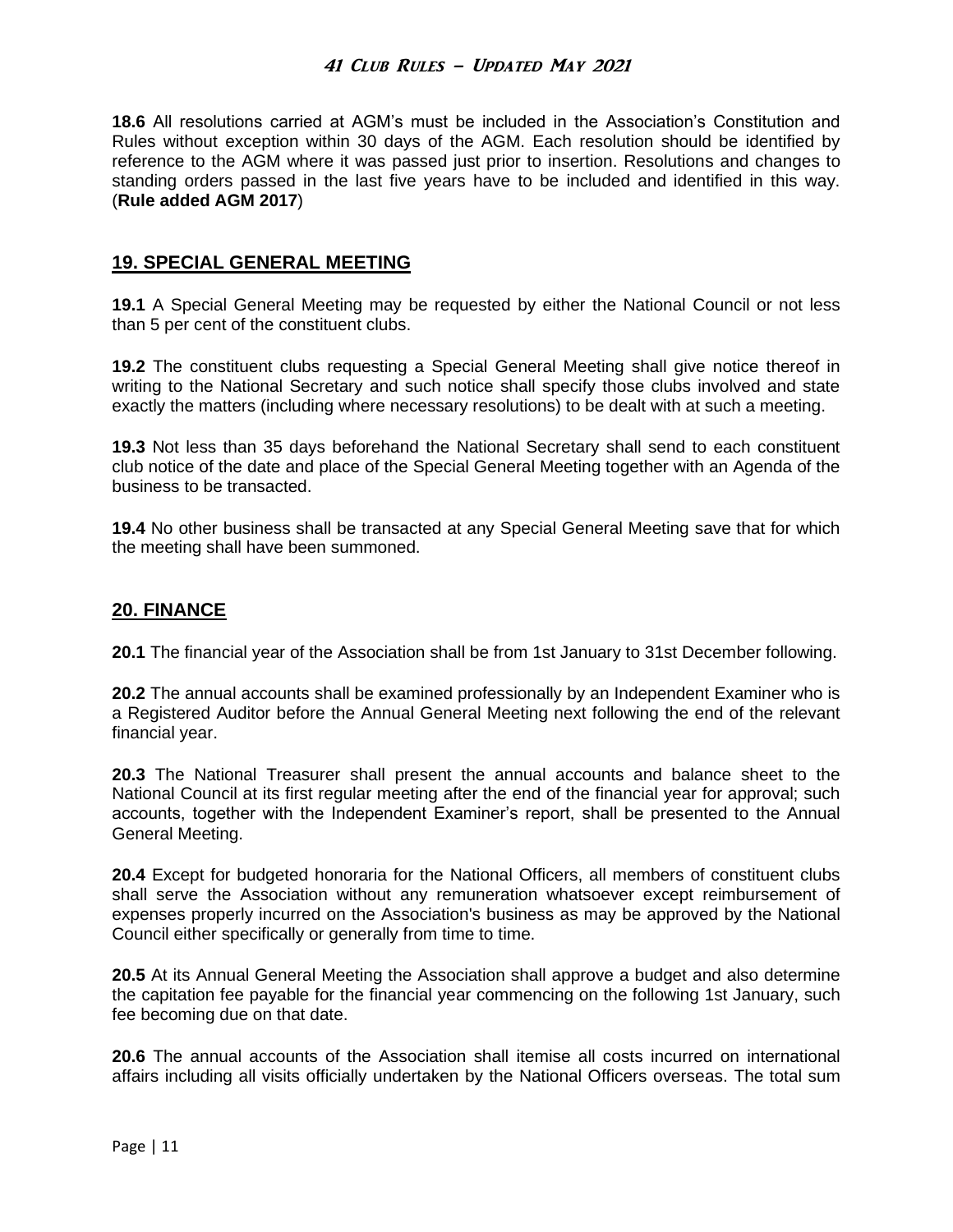**18.6** All resolutions carried at AGM's must be included in the Association's Constitution and Rules without exception within 30 days of the AGM. Each resolution should be identified by reference to the AGM where it was passed just prior to insertion. Resolutions and changes to standing orders passed in the last five years have to be included and identified in this way. (**Rule added AGM 2017**)

## 19. SPECIAL GENERAL MEETING

**19.1** A Special General Meeting may be requested by either the National Council or not less than 5 per cent of the constituent clubs.

**19.2** The constituent clubs requesting a Special General Meeting shall give notice thereof in writing to the National Secretary and such notice shall specify those clubs involved and state exactly the matters (including where necessary resolutions) to be dealt with at such a meeting.

**19.3** Not less than 35 days beforehand the National Secretary shall send to each constituent club notice of the date and place of the Special General Meeting together with an Agenda of the business to be transacted.

**19.4** No other business shall be transacted at any Special General Meeting save that for which the meeting shall have been summoned.

## 20. FINANCE

**20.1** The financial year of the Association shall be from 1st January to 31st December following.

**20.2** The annual accounts shall be examined professionally by an Independent Examiner who is a Registered Auditor before the Annual General Meeting next following the end of the relevant financial year.

**20.3** The National Treasurer shall present the annual accounts and balance sheet to the National Council at its first regular meeting after the end of the financial year for approval; such accounts, together with the Independent Examiner's report, shall be presented to the Annual General Meeting.

**20.4** Except for budgeted honoraria for the National Officers, all members of constituent clubs shall serve the Association without any remuneration whatsoever except reimbursement of expenses properly incurred on the Association's business as may be approved by the National Council either specifically or generally from time to time.

**20.5** At its Annual General Meeting the Association shall approve a budget and also determine the capitation fee payable for the financial year commencing on the following 1st January, such fee becoming due on that date.

**20.6** The annual accounts of the Association shall itemise all costs incurred on international affairs including all visits officially undertaken by the National Officers overseas. The total sum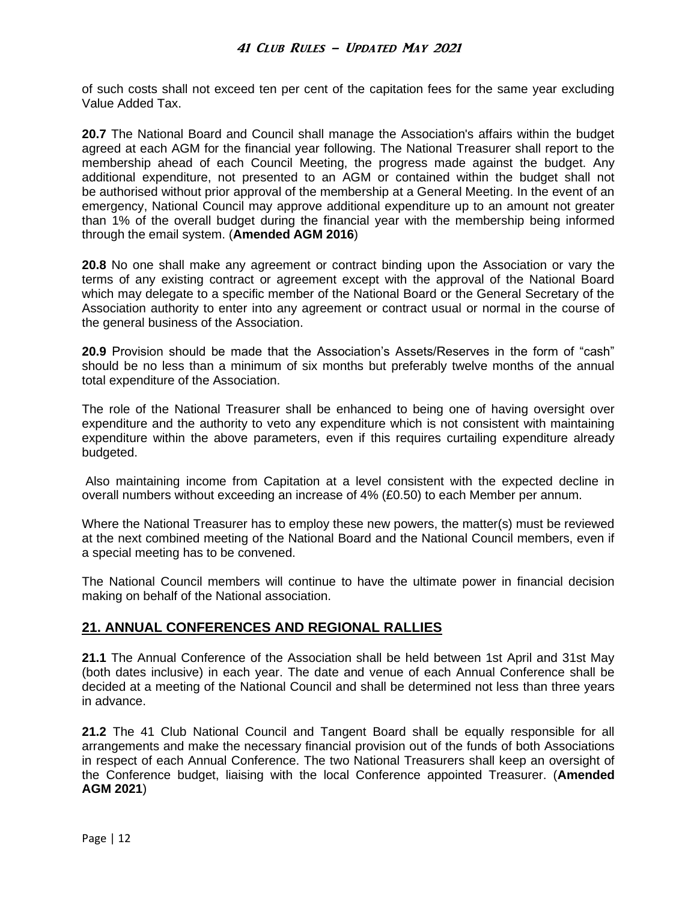of such costs shall not exceed ten per cent of the capitation fees for the same year excluding Value Added Tax.

**20.7** The National Board and Council shall manage the Association's affairs within the budget agreed at each AGM for the financial year following. The National Treasurer shall report to the membership ahead of each Council Meeting, the progress made against the budget. Any additional expenditure, not presented to an AGM or contained within the budget shall not be authorised without prior approval of the membership at a General Meeting. In the event of an emergency, National Council may approve additional expenditure up to an amount not greater than 1% of the overall budget during the financial year with the membership being informed through the email system. (**Amended AGM 2016**)

**20.8** No one shall make any agreement or contract binding upon the Association or vary the terms of any existing contract or agreement except with the approval of the National Board which may delegate to a specific member of the National Board or the General Secretary of the Association authority to enter into any agreement or contract usual or normal in the course of the general business of the Association.

**20.9** Provision should be made that the Association's Assets/Reserves in the form of "cash" should be no less than a minimum of six months but preferably twelve months of the annual total expenditure of the Association.

The role of the National Treasurer shall be enhanced to being one of having oversight over expenditure and the authority to veto any expenditure which is not consistent with maintaining expenditure within the above parameters, even if this requires curtailing expenditure already budgeted.

Also maintaining income from Capitation at a level consistent with the expected decline in overall numbers without exceeding an increase of 4% (£0.50) to each Member per annum.

Where the National Treasurer has to employ these new powers, the matter(s) must be reviewed at the next combined meeting of the National Board and the National Council members, even if a special meeting has to be convened.

The National Council members will continue to have the ultimate power in financial decision making on behalf of the National association.

## 21. ANNUAL CONFERENCES AND REGIONAL RALLIES

**21.1** The Annual Conference of the Association shall be held between 1st April and 31st May (both dates inclusive) in each year. The date and venue of each Annual Conference shall be decided at a meeting of the National Council and shall be determined not less than three years in advance.

**21.2** The 41 Club National Council and Tangent Board shall be equally responsible for all arrangements and make the necessary financial provision out of the funds of both Associations in respect of each Annual Conference. The two National Treasurers shall keep an oversight of the Conference budget, liaising with the local Conference appointed Treasurer. (**Amended AGM 2021**)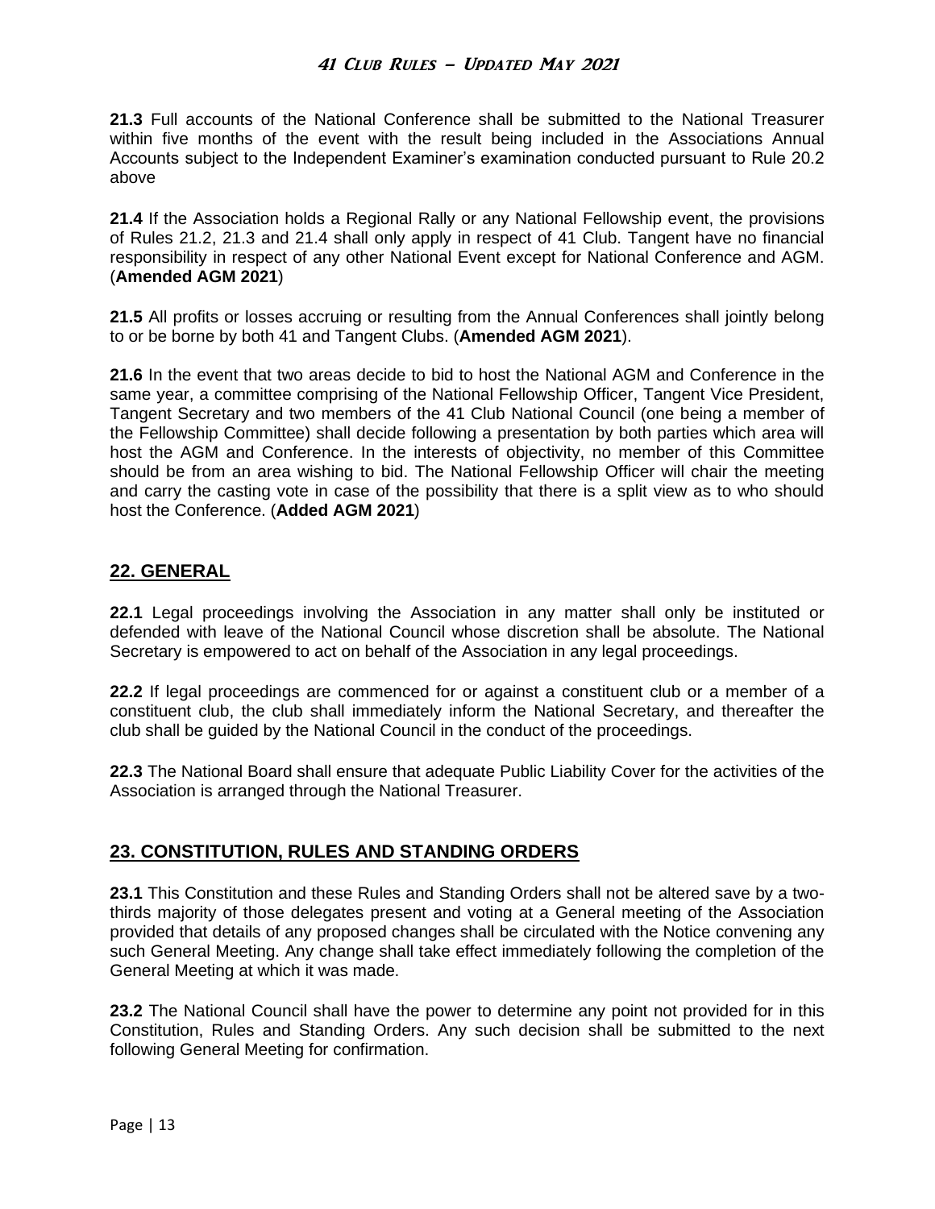**21.3** Full accounts of the National Conference shall be submitted to the National Treasurer within five months of the event with the result being included in the Associations Annual Accounts subject to the Independent Examiner's examination conducted pursuant to Rule 20.2 above

**21.4** If the Association holds a Regional Rally or any National Fellowship event, the provisions of Rules 21.2, 21.3 and 21.4 shall only apply in respect of 41 Club. Tangent have no financial responsibility in respect of any other National Event except for National Conference and AGM. (**Amended AGM 2021**)

**21.5** All profits or losses accruing or resulting from the Annual Conferences shall jointly belong to or be borne by both 41 and Tangent Clubs. (**Amended AGM 2021**).

**21.6** In the event that two areas decide to bid to host the National AGM and Conference in the same year, a committee comprising of the National Fellowship Officer, Tangent Vice President, Tangent Secretary and two members of the 41 Club National Council (one being a member of the Fellowship Committee) shall decide following a presentation by both parties which area will host the AGM and Conference. In the interests of objectivity, no member of this Committee should be from an area wishing to bid. The National Fellowship Officer will chair the meeting and carry the casting vote in case of the possibility that there is a split view as to who should host the Conference. (**Added AGM 2021**)

## 22. GENERAL

**22.1** Legal proceedings involving the Association in any matter shall only be instituted or defended with leave of the National Council whose discretion shall be absolute. The National Secretary is empowered to act on behalf of the Association in any legal proceedings.

**22.2** If legal proceedings are commenced for or against a constituent club or a member of a constituent club, the club shall immediately inform the National Secretary, and thereafter the club shall be guided by the National Council in the conduct of the proceedings.

**22.3** The National Board shall ensure that adequate Public Liability Cover for the activities of the Association is arranged through the National Treasurer.

## 23. CONSTITUTION, RULES AND STANDING ORDERS

**23.1** This Constitution and these Rules and Standing Orders shall not be altered save by a two-thirds majority of those delegates present and voting at a General meeting of the Association provided that details of any proposed changes shall be circulated with the Notice convening any such General Meeting. Any change shall take effect immediately following the completion of the General Meeting at which it was made.

**23.2** The National Council shall have the power to determine any point not provided for in this Constitution, Rules and Standing Orders. Any such decision shall be submitted to the next following General Meeting for confirmation.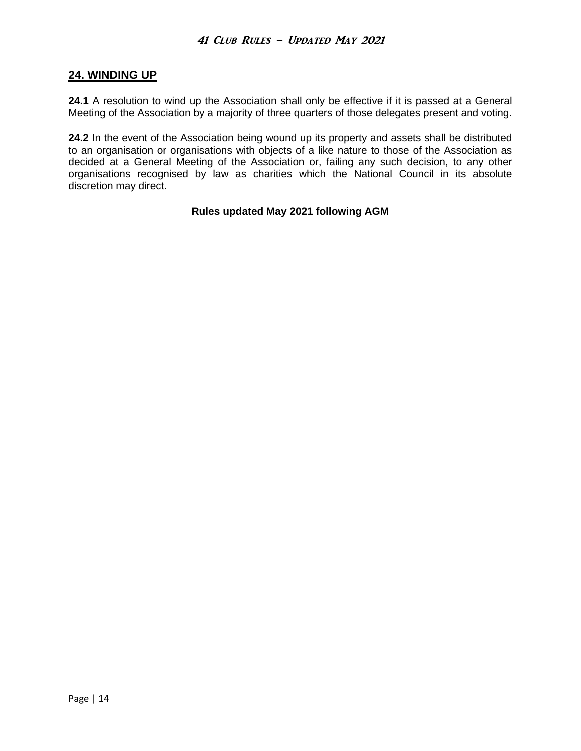## 24. WINDING UP

**24.1** A resolution to wind up the Association shall only be effective if it is passed at a General Meeting of the Association by a majority of three quarters of those delegates present and voting.

**24.2** In the event of the Association being wound up its property and assets shall be distributed to an organisation or organisations with objects of a like nature to those of the Association as decided at a General Meeting of the Association or, failing any such decision, to any other organisations recognised by law as charities which the National Council in its absolute discretion may direct.

**Rules updated May 2021 following AGM**